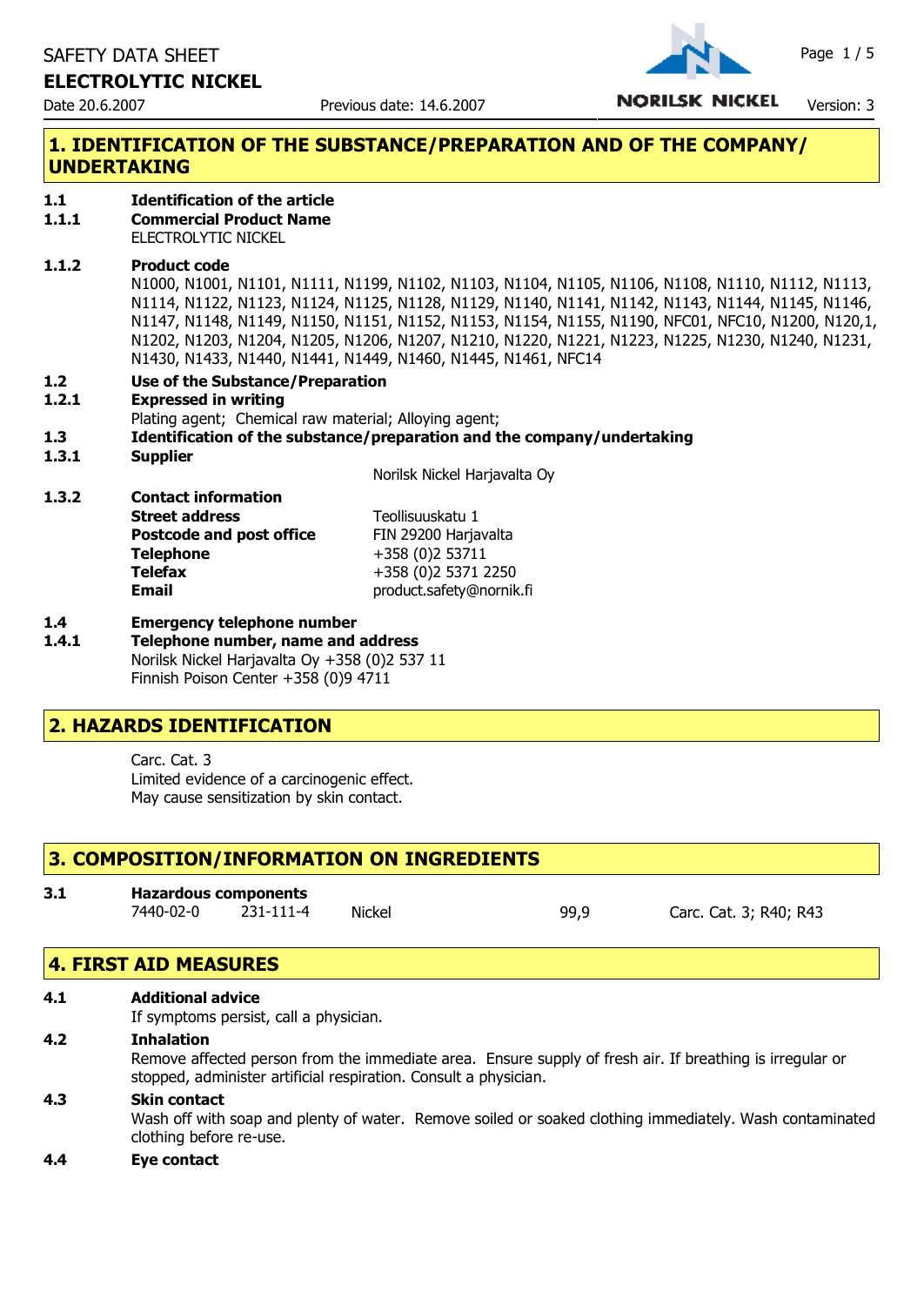SAFETY DATA SHEET

**ELECTROLYTIC NICKEL**

Date 20.6.2007 Previous date: 14.6.2007 Version: 3

## 1. IDENTIFICATION OF THE SUBSTANCE/PREPARATION AND OF THE COMPANY/ UNDERTAKING

**1.1 Identification of the article**

**1.1.1 Commercial Product Name**

ELECTROLYTIC NICKEL

**1.1.2 Product code**

N1000, N1001, N1101, N1111, N1199, N1102, N1103, N1104, N1105, N1106, N1108, N1110, N1112, N1113, N1114, N1122, N1123, N1124, N1125, N1128, N1129, N1140, N1141, N1142, N1143, N1144, N1145, N1146, N1147, N1148, N1149, N1150, N1151, N1152, N1153, N1154, N1155, N1190, NFC01, NFC10, N1200, N120,1, N1202, N1203, N1204, N1205, N1206, N1207, N1210, N1220, N1221, N1223, N1225, N1230, N1240, N1231, N1430, N1433, N1440, N1441, N1449, N1460, N1445, N1461, NFC14

**1.2 Use of the Substance/Preparation**

**1.2.1 Expressed in writing**

Plating agent; Chemical raw material; Alloying agent;

**1.3 Identification of the substance/preparation and the company/undertaking**

**1.3.1 Supplier**

Norilsk Nickel Harjavalta Oy

**1.3.2 Contact information**

| | |
|---|---|
| **Street address** | Teollisuuskatu 1 |
| **Postcode and post office** | FIN 29200 Harjavalta |
| **Telephone** | +358 (0)2 53711 |
| **Telefax** | +358 (0)2 5371 2250 |
| **Email** | product.safety@nornik.fi |

**1.4 Emergency telephone number**

**1.4.1 Telephone number, name and address**

Norilsk Nickel Harjavalta Oy +358 (0)2 537 11
Finnish Poison Center +358 (0)9 4711

## 2. HAZARDS IDENTIFICATION

Carc. Cat. 3
Limited evidence of a carcinogenic effect.
May cause sensitization by skin contact.

## 3. COMPOSITION/INFORMATION ON INGREDIENTS

**3.1 Hazardous components**

| | | | | |
|---|---|---|---|---|
| 7440-02-0 | 231-111-4 | Nickel | 99,9 | Carc. Cat. 3; R40; R43 |

## 4. FIRST AID MEASURES

**4.1 Additional advice**

If symptoms persist, call a physician.

**4.2 Inhalation**

Remove affected person from the immediate area. Ensure supply of fresh air. If breathing is irregular or stopped, administer artificial respiration. Consult a physician.

**4.3 Skin contact**

Wash off with soap and plenty of water. Remove soiled or soaked clothing immediately. Wash contaminated clothing before re-use.

**4.4 Eye contact**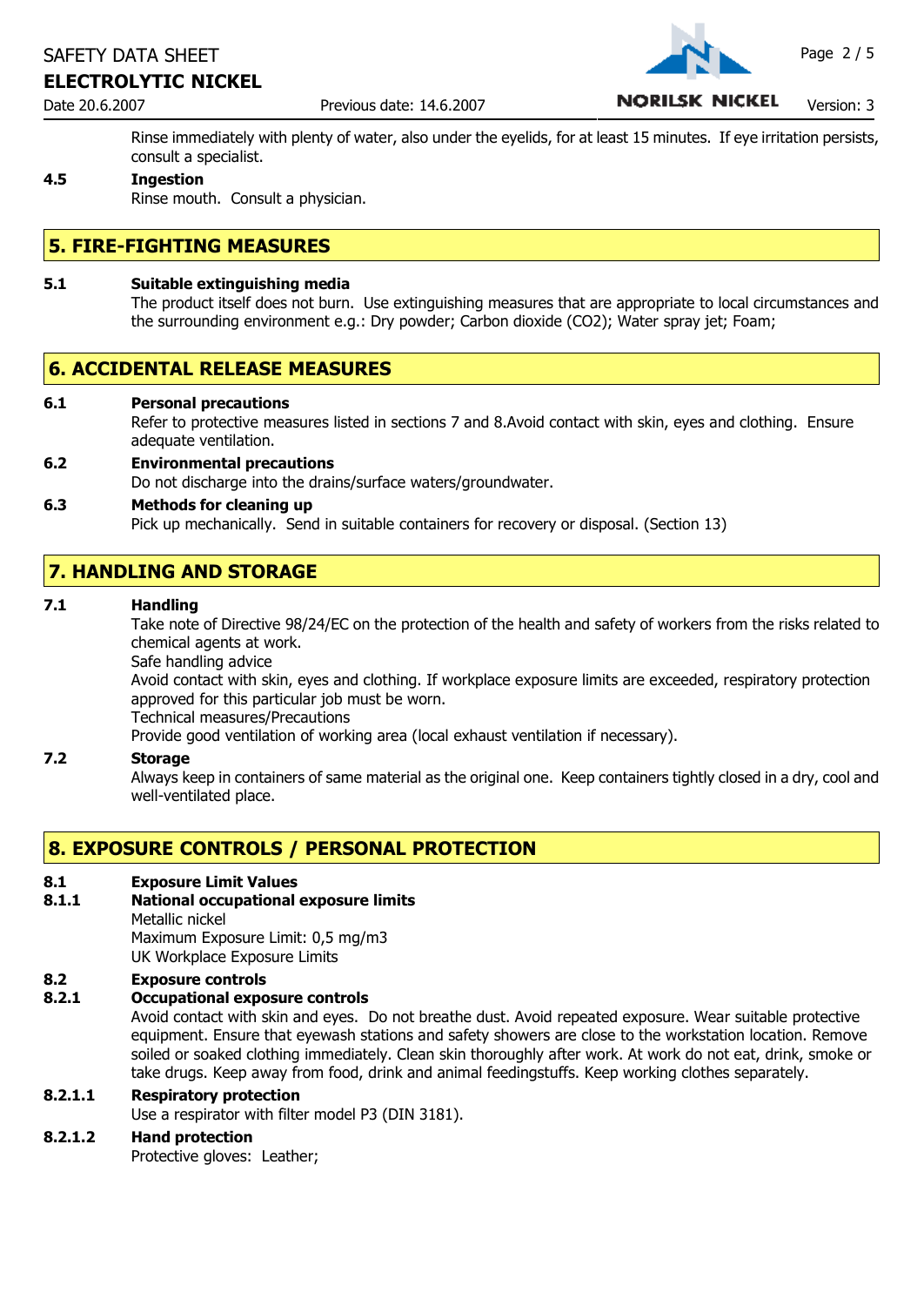Rinse immediately with plenty of water, also under the eyelids, for at least 15 minutes. If eye irritation persists, consult a specialist.

**4.5 Ingestion**

Rinse mouth. Consult a physician.

## 5. FIRE-FIGHTING MEASURES

**5.1 Suitable extinguishing media**

The product itself does not burn. Use extinguishing measures that are appropriate to local circumstances and the surrounding environment e.g.: Dry powder; Carbon dioxide ($CO_2$); Water spray jet; Foam;

## 6. ACCIDENTAL RELEASE MEASURES

**6.1 Personal precautions**

Refer to protective measures listed in sections 7 and 8.Avoid contact with skin, eyes and clothing. Ensure adequate ventilation.

**6.2 Environmental precautions**

Do not discharge into the drains/surface waters/groundwater.

**6.3 Methods for cleaning up**

Pick up mechanically. Send in suitable containers for recovery or disposal. (Section 13)

## 7. HANDLING AND STORAGE

**7.1 Handling**

Take note of Directive 98/24/EC on the protection of the health and safety of workers from the risks related to chemical agents at work.

Safe handling advice

Avoid contact with skin, eyes and clothing. If workplace exposure limits are exceeded, respiratory protection approved for this particular job must be worn.

Technical measures/Precautions

Provide good ventilation of working area (local exhaust ventilation if necessary).

**7.2 Storage**

Always keep in containers of same material as the original one. Keep containers tightly closed in a dry, cool and well-ventilated place.

## 8. EXPOSURE CONTROLS / PERSONAL PROTECTION

**8.1 Exposure Limit Values**

**8.1.1 National occupational exposure limits**

Metallic nickel

Maximum Exposure Limit: 0,5 mg/m3

UK Workplace Exposure Limits

**8.2 Exposure controls**

**8.2.1 Occupational exposure controls**

Avoid contact with skin and eyes. Do not breathe dust. Avoid repeated exposure. Wear suitable protective equipment. Ensure that eyewash stations and safety showers are close to the workstation location. Remove soiled or soaked clothing immediately. Clean skin thoroughly after work. At work do not eat, drink, smoke or take drugs. Keep away from food, drink and animal feedingstuffs. Keep working clothes separately.

**8.2.1.1 Respiratory protection**

Use a respirator with filter model P3 (DIN 3181).

**8.2.1.2 Hand protection**

Protective gloves: Leather;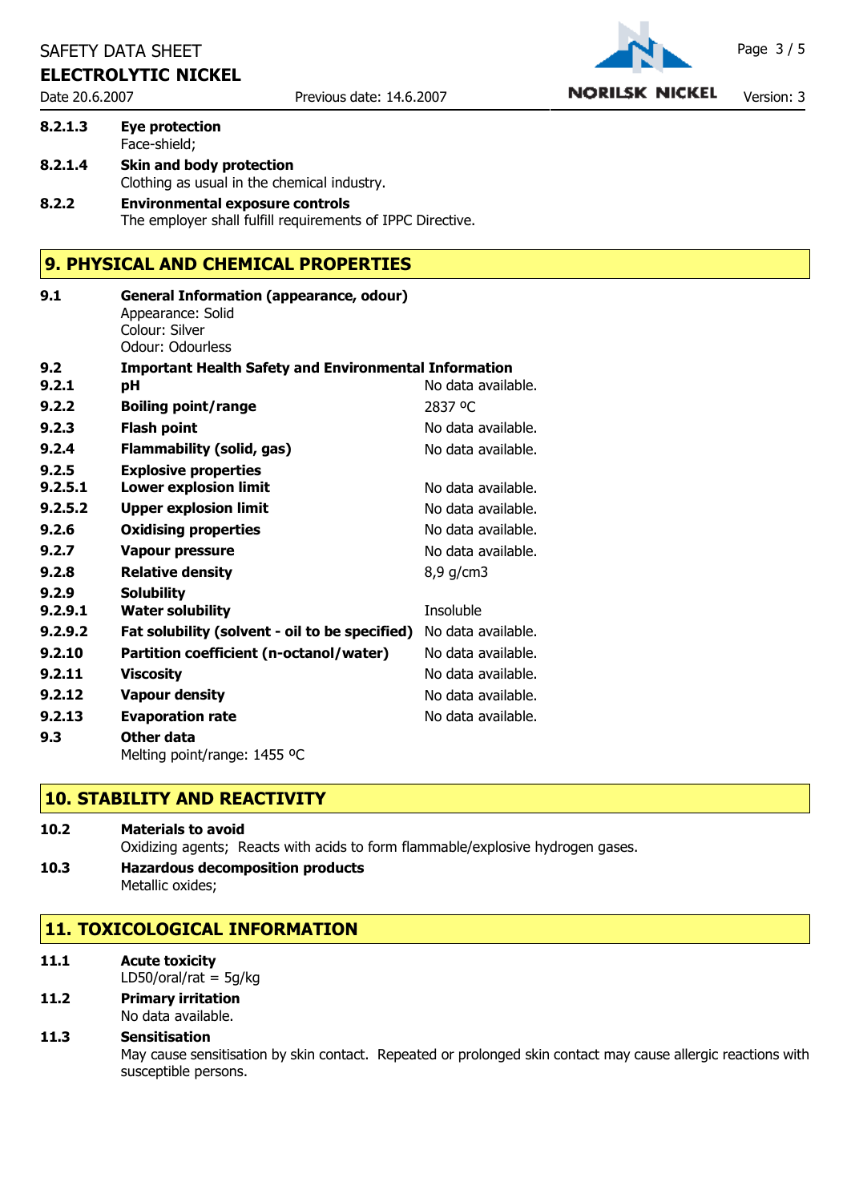**8.2.1.3 Eye protection**
Face-shield;

**8.2.1.4 Skin and body protection**
Clothing as usual in the chemical industry.

**8.2.2 Environmental exposure controls**
The employer shall fulfill requirements of IPPC Directive.

## 9. PHYSICAL AND CHEMICAL PROPERTIES

**9.1 General Information (appearance, odour)**
Appearance: Solid
Colour: Silver
Odour: Odourless

| | | |
|---|---|---|
| **9.2** | **Important Health Safety and Environmental Information** | |
| **9.2.1** | **pH** | No data available. |
| **9.2.2** | **Boiling point/range** | 2837 ºC |
| **9.2.3** | **Flash point** | No data available. |
| **9.2.4** | **Flammability (solid, gas)** | No data available. |
| **9.2.5** | **Explosive properties** | |
| **9.2.5.1** | **Lower explosion limit** | No data available. |
| **9.2.5.2** | **Upper explosion limit** | No data available. |
| **9.2.6** | **Oxidising properties** | No data available. |
| **9.2.7** | **Vapour pressure** | No data available. |
| **9.2.8** | **Relative density** | 8,9 g/cm3 |
| **9.2.9** | **Solubility** | |
| **9.2.9.1** | **Water solubility** | Insoluble |
| **9.2.9.2** | **Fat solubility (solvent - oil to be specified)** | No data available. |
| **9.2.10** | **Partition coefficient (n-octanol/water)** | No data available. |
| **9.2.11** | **Viscosity** | No data available. |
| **9.2.12** | **Vapour density** | No data available. |
| **9.2.13** | **Evaporation rate** | No data available. |

**9.3 Other data**
Melting point/range: 1455 ºC

## 10. STABILITY AND REACTIVITY

**10.2 Materials to avoid**
Oxidizing agents; Reacts with acids to form flammable/explosive hydrogen gases.

**10.3 Hazardous decomposition products**
Metallic oxides;

## 11. TOXICOLOGICAL INFORMATION

**11.1 Acute toxicity**
LD50/oral/rat = 5g/kg

**11.2 Primary irritation**
No data available.

**11.3 Sensitisation**
May cause sensitisation by skin contact. Repeated or prolonged skin contact may cause allergic reactions with susceptible persons.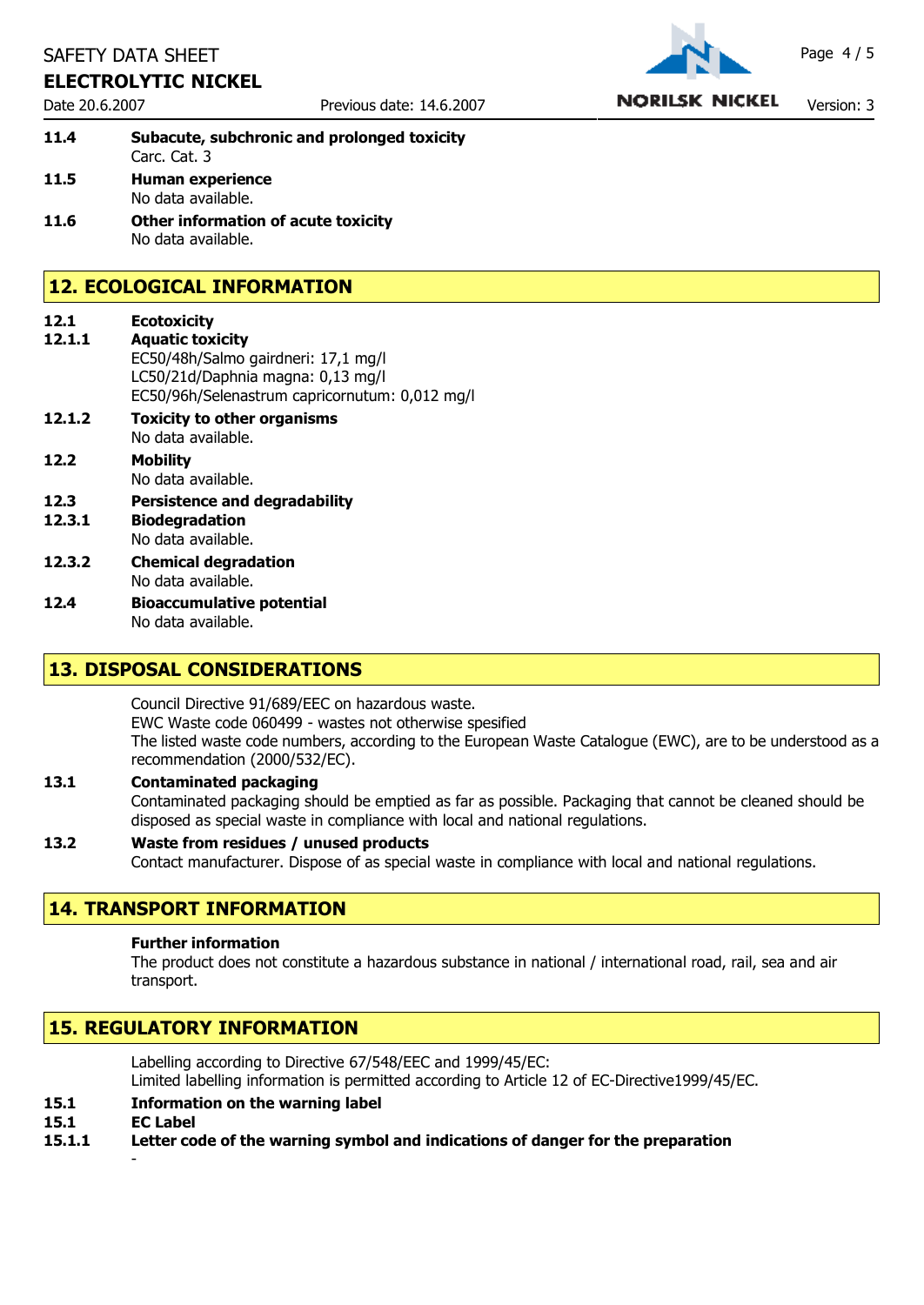**11.4 Subacute, subchronic and prolonged toxicity**

Carc. Cat. 3

**11.5 Human experience**

No data available.

**11.6 Other information of acute toxicity**

No data available.

## 12. ECOLOGICAL INFORMATION

**12.1 Ecotoxicity**

**12.1.1 Aquatic toxicity**

EC50/48h/Salmo gairdneri: 17,1 mg/l
LC50/21d/Daphnia magna: 0,13 mg/l
EC50/96h/Selenastrum capricornutum: 0,012 mg/l

**12.1.2 Toxicity to other organisms**

No data available.

**12.2 Mobility**

No data available.

**12.3 Persistence and degradability**

**12.3.1 Biodegradation**

No data available.

**12.3.2 Chemical degradation**

No data available.

**12.4 Bioaccumulative potential**

No data available.

## 13. DISPOSAL CONSIDERATIONS

Council Directive 91/689/EEC on hazardous waste.
EWC Waste code 060499 - wastes not otherwise spesified
The listed waste code numbers, according to the European Waste Catalogue (EWC), are to be understood as a recommendation (2000/532/EC).

**13.1 Contaminated packaging**

Contaminated packaging should be emptied as far as possible. Packaging that cannot be cleaned should be disposed as special waste in compliance with local and national regulations.

**13.2 Waste from residues / unused products**

Contact manufacturer. Dispose of as special waste in compliance with local and national regulations.

## 14. TRANSPORT INFORMATION

**Further information**

The product does not constitute a hazardous substance in national / international road, rail, sea and air transport.

## 15. REGULATORY INFORMATION

Labelling according to Directive 67/548/EEC and 1999/45/EC:
Limited labelling information is permitted according to Article 12 of EC-Directive1999/45/EC.

**15.1 Information on the warning label**

**15.1 EC Label**

**15.1.1 Letter code of the warning symbol and indications of danger for the preparation**

-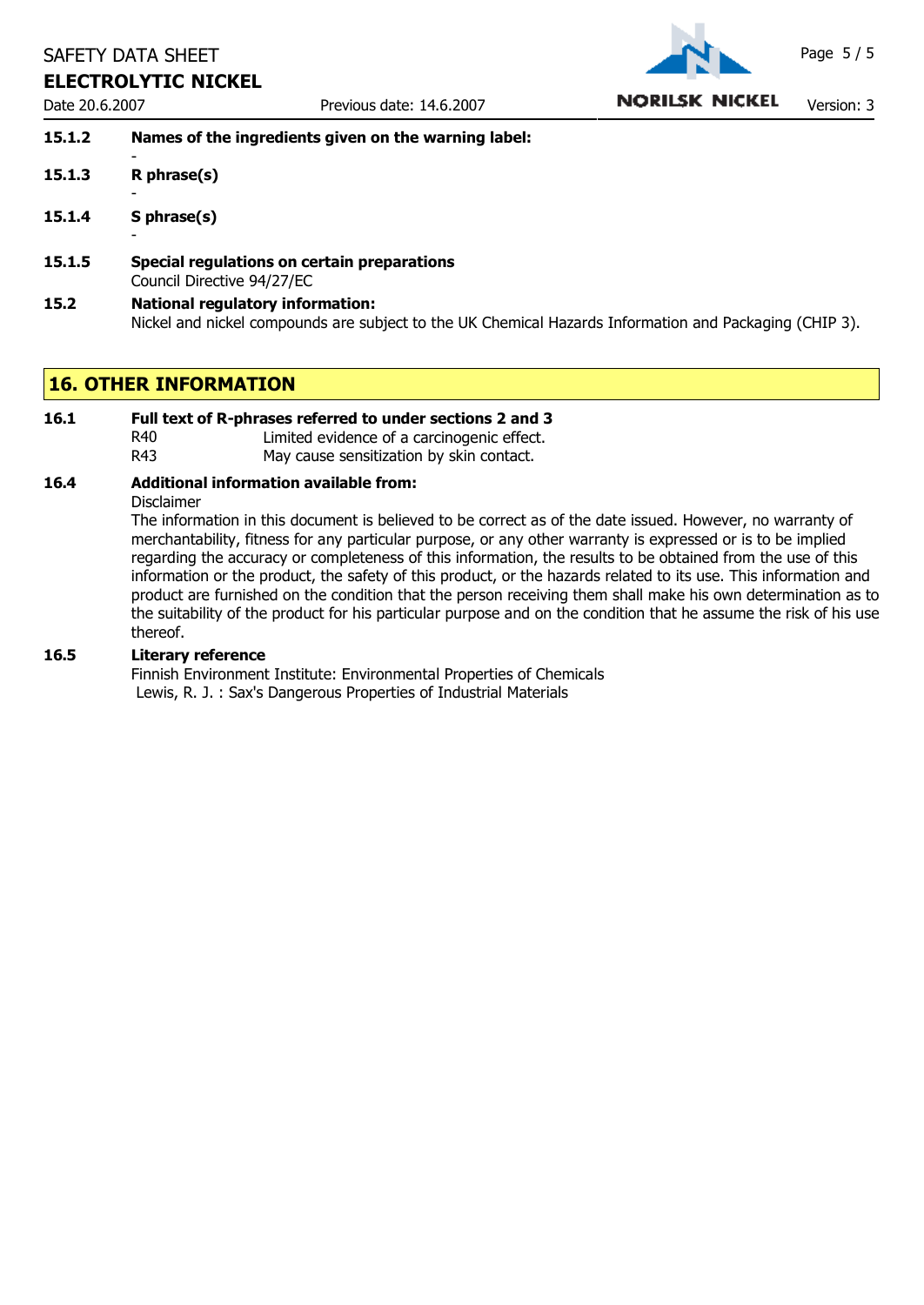**15.1.2 Names of the ingredients given on the warning label:**

-

**15.1.3 R phrase(s)**

-

**15.1.4 S phrase(s)**

-

**15.1.5 Special regulations on certain preparations**

Council Directive 94/27/EC

**15.2 National regulatory information:**

Nickel and nickel compounds are subject to the UK Chemical Hazards Information and Packaging (CHIP 3).

## 16. OTHER INFORMATION

**16.1 Full text of R-phrases referred to under sections 2 and 3**

| | |
|---|---|
| R40 | Limited evidence of a carcinogenic effect. |
| R43 | May cause sensitization by skin contact. |

**16.4 Additional information available from:**

Disclaimer

The information in this document is believed to be correct as of the date issued. However, no warranty of merchantability, fitness for any particular purpose, or any other warranty is expressed or is to be implied regarding the accuracy or completeness of this information, the results to be obtained from the use of this information or the product, the safety of this product, or the hazards related to its use. This information and product are furnished on the condition that the person receiving them shall make his own determination as to the suitability of the product for his particular purpose and on the condition that he assume the risk of his use thereof.

**16.5 Literary reference**

Finnish Environment Institute: Environmental Properties of Chemicals

Lewis, R. J. : Sax's Dangerous Properties of Industrial Materials